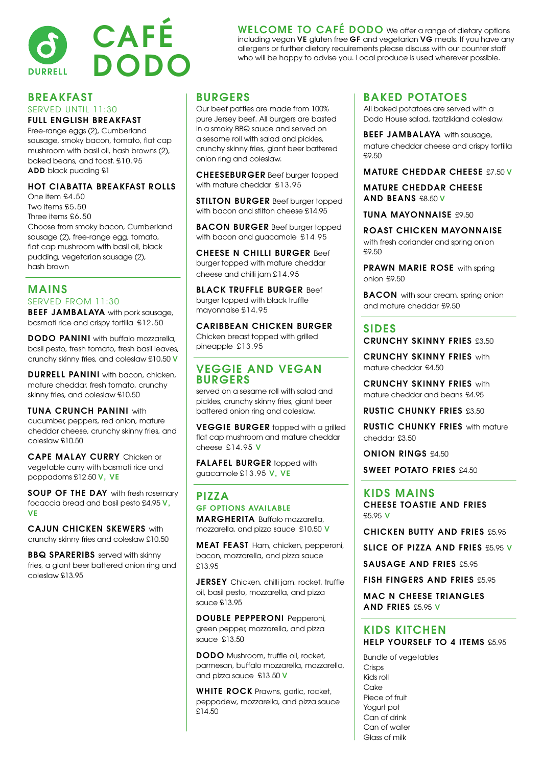# CAFÉ DODO

DURRELL

**WELCOME TO CAFÉ DODO** We offer a range of dietary options including vegan **VE** gluten free **GF** and vegetarian **VG** meals. If you have any allergens or further dietary requirements please discuss with our counter staff who will be happy to advise you. Local produce is used wherever possible.

## BREAKFAST

SERVED UNTIL 11:30

**FULL ENGLISH BREAKFAST**
Free-range eggs (2), Cumberland sausage, smoky bacon, tomato, flat cap mushroom with basil oil, hash browns (2), baked beans, and toast. £10.95
**ADD** black pudding £1

**HOT CIABATTA BREAKFAST ROLLS**
One item £4.50
Two items £5.50
Three items £6.50
Choose from smoky bacon, Cumberland sausage (2), free-range egg, tomato, flat cap mushroom with basil oil, black pudding, vegetarian sausage (2), hash brown

## MAINS

SERVED FROM 11:30

**BEEF JAMBALAYA** with pork sausage, basmati rice and crispy tortilla £12.50

**DODO PANINI** with buffalo mozzarella, basil pesto, fresh tomato, fresh basil leaves, crunchy skinny fries, and coleslaw £10.50 **V**

**DURRELL PANINI** with bacon, chicken, mature cheddar, fresh tomato, crunchy skinny fries, and coleslaw £10.50

**TUNA CRUNCH PANINI** with cucumber, peppers, red onion, mature cheddar cheese, crunchy skinny fries, and coleslaw £10.50

**CAPE MALAY CURRY** Chicken or vegetable curry with basmati rice and poppadoms £12.50 **V, VE**

**SOUP OF THE DAY** with fresh rosemary focaccia bread and basil pesto £4.95 **V, VE**

**CAJUN CHICKEN SKEWERS** with crunchy skinny fries and coleslaw £10.50

**BBQ SPARERIBS** served with skinny fries, a giant beer battered onion ring and coleslaw £13.95

## BURGERS

Our beef patties are made from 100% pure Jersey beef. All burgers are basted in a smoky BBQ sauce and served on a sesame roll with salad and pickles, crunchy skinny fries, giant beer battered onion ring and coleslaw.

**CHEESEBURGER** Beef burger topped with mature cheddar £13.95

**STILTON BURGER** Beef burger topped with bacon and stilton cheese £14.95

**BACON BURGER** Beef burger topped with bacon and guacamole £14.95

**CHEESE N CHILLI BURGER** Beef burger topped with mature cheddar cheese and chilli jam £14.95

**BLACK TRUFFLE BURGER** Beef burger topped with black truffle mayonnaise £14.95

**CARIBBEAN CHICKEN BURGER** Chicken breast topped with grilled pineapple £13.95

## VEGGIE AND VEGAN BURGERS

served on a sesame roll with salad and pickles, crunchy skinny fries, giant beer battered onion ring and coleslaw.

**VEGGIE BURGER** topped with a grilled flat cap mushroom and mature cheddar cheese £14.95 **V**

**FALAFEL BURGER** topped with guacamole £13.95 **V, VE**

## PIZZA

GF OPTIONS AVAILABLE

**MARGHERITA** Buffalo mozzarella, mozzarella, and pizza sauce £10.50 **V**

**MEAT FEAST** Ham, chicken, pepperoni, bacon, mozzarella, and pizza sauce £13.95

**JERSEY** Chicken, chilli jam, rocket, truffle oil, basil pesto, mozzarella, and pizza sauce £13.95

**DOUBLE PEPPERONI** Pepperoni, green pepper, mozzarella, and pizza sauce £13.50

**DODO** Mushroom, truffle oil, rocket, parmesan, buffalo mozzarella, mozzarella, and pizza sauce £13.50 **V**

**WHITE ROCK** Prawns, garlic, rocket, peppadew, mozzarella, and pizza sauce £14.50

## BAKED POTATOES

All baked potatoes are served with a Dodo House salad, tzatzikiand coleslaw.

**BEEF JAMBALAYA** with sausage, mature cheddar cheese and crispy tortilla £9.50

**MATURE CHEDDAR CHEESE** £7.50 **V**

**MATURE CHEDDAR CHEESE AND BEANS** £8.50 **V**

**TUNA MAYONNAISE** £9.50

**ROAST CHICKEN MAYONNAISE** with fresh coriander and spring onion £9.50

**PRAWN MARIE ROSE** with spring onion £9.50

**BACON** with sour cream, spring onion and mature cheddar £9.50

## SIDES

**CRUNCHY SKINNY FRIES** £3.50

**CRUNCHY SKINNY FRIES** with mature cheddar £4.50

**CRUNCHY SKINNY FRIES** with mature cheddar and beans £4.95

**RUSTIC CHUNKY FRIES** £3.50

**RUSTIC CHUNKY FRIES** with mature cheddar £3.50

**ONION RINGS** £4.50

**SWEET POTATO FRIES** £4.50

## KIDS MAINS

**CHEESE TOASTIE AND FRIES** £5.95 **V**

**CHICKEN BUTTY AND FRIES** £5.95

**SLICE OF PIZZA AND FRIES** £5.95 **V**

**SAUSAGE AND FRIES** £5.95

**FISH FINGERS AND FRIES** £5.95

**MAC N CHEESE TRIANGLES AND FRIES** £5.95 **V**

## KIDS KITCHEN

**HELP YOURSELF TO 4 ITEMS** £5.95

Bundle of vegetables
Crisps
Kids roll
Cake
Piece of fruit
Yogurt pot
Can of drink
Can of water
Glass of milk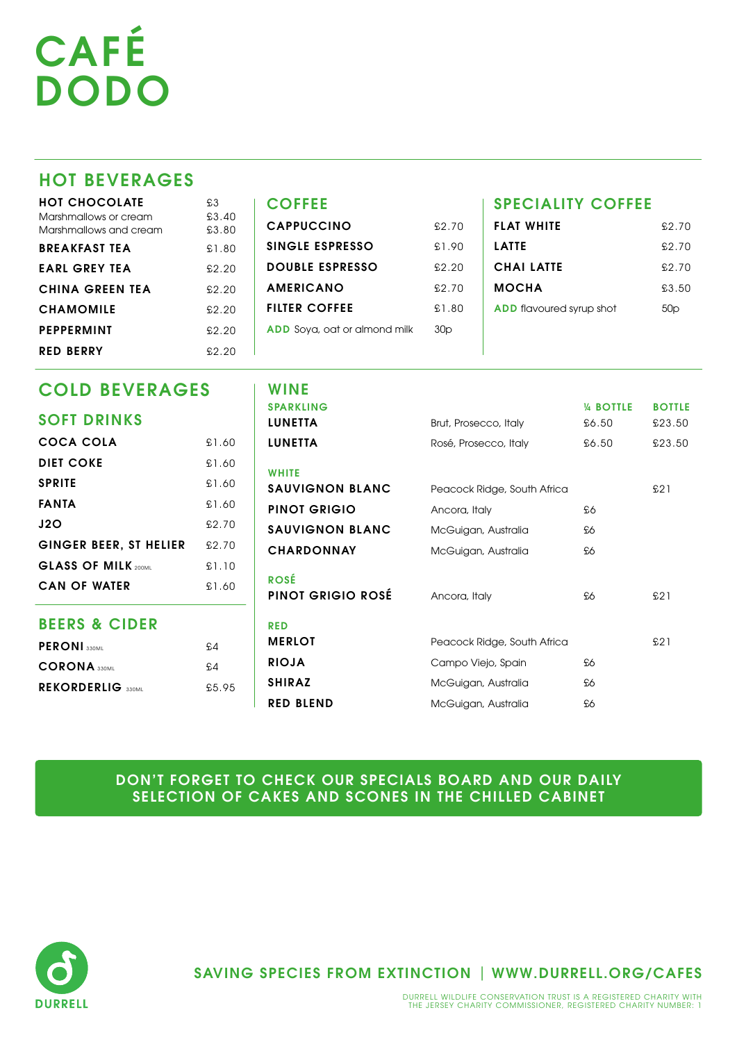# CAFÉ DODO

## HOT BEVERAGES

| | |
|---|---|
| **HOT CHOCOLATE** | £3 |
| Marshmallows or cream | £3.40 |
| Marshmallows and cream | £3.80 |
| **BREAKFAST TEA** | £1.80 |
| **EARL GREY TEA** | £2.20 |
| **CHINA GREEN TEA** | £2.20 |
| **CHAMOMILE** | £2.20 |
| **PEPPERMINT** | £2.20 |
| **RED BERRY** | £2.20 |

### COFFEE

| | |
|---|---|
| **CAPPUCCINO** | £2.70 |
| **SINGLE ESPRESSO** | £1.90 |
| **DOUBLE ESPRESSO** | £2.20 |
| **AMERICANO** | £2.70 |
| **FILTER COFFEE** | £1.80 |
| **ADD** Soya, oat or almond milk | 30p |

### SPECIALITY COFFEE

| | |
|---|---|
| **FLAT WHITE** | £2.70 |
| **LATTE** | £2.70 |
| **CHAI LATTE** | £2.70 |
| **MOCHA** | £3.50 |
| **ADD** flavoured syrup shot | 50p |

## COLD BEVERAGES

### SOFT DRINKS

| | |
|---|---|
| **COCA COLA** | £1.60 |
| **DIET COKE** | £1.60 |
| **SPRITE** | £1.60 |
| **FANTA** | £1.60 |
| **J2O** | £2.70 |
| **GINGER BEER, ST HELIER** | £2.70 |
| **GLASS OF MILK** 200ML | £1.10 |
| **CAN OF WATER** | £1.60 |

### BEERS & CIDER

| | |
|---|---|
| **PERONI** 330ML | £4 |
| **CORONA** 330ML | £4 |
| **REKORDERLIG** 330ML | £5.95 |

## WINE

| | | ¼ BOTTLE | BOTTLE |
|---|---|---|---|
| **SPARKLING** | | | |
| **LUNETTA** | Brut, Prosecco, Italy | £6.50 | £23.50 |
| **LUNETTA** | Rosé, Prosecco, Italy | £6.50 | £23.50 |
| **WHITE** | | | |
| **SAUVIGNON BLANC** | Peacock Ridge, South Africa | | £21 |
| **PINOT GRIGIO** | Ancora, Italy | £6 | |
| **SAUVIGNON BLANC** | McGuigan, Australia | £6 | |
| **CHARDONNAY** | McGuigan, Australia | £6 | |
| **ROSÉ** | | | |
| **PINOT GRIGIO ROSÉ** | Ancora, Italy | £6 | £21 |
| **RED** | | | |
| **MERLOT** | Peacock Ridge, South Africa | | £21 |
| **RIOJA** | Campo Viejo, Spain | £6 | |
| **SHIRAZ** | McGuigan, Australia | £6 | |
| **RED BLEND** | McGuigan, Australia | £6 | |

**DON'T FORGET TO CHECK OUR SPECIALS BOARD AND OUR DAILY SELECTION OF CAKES AND SCONES IN THE CHILLED CABINET**

DURRELL

SAVING SPECIES FROM EXTINCTION | WWW.DURRELL.ORG/CAFES

DURRELL WILDLIFE CONSERVATION TRUST IS A REGISTERED CHARITY WITH THE JERSEY CHARITY COMMISSIONER, REGISTERED CHARITY NUMBER: 1